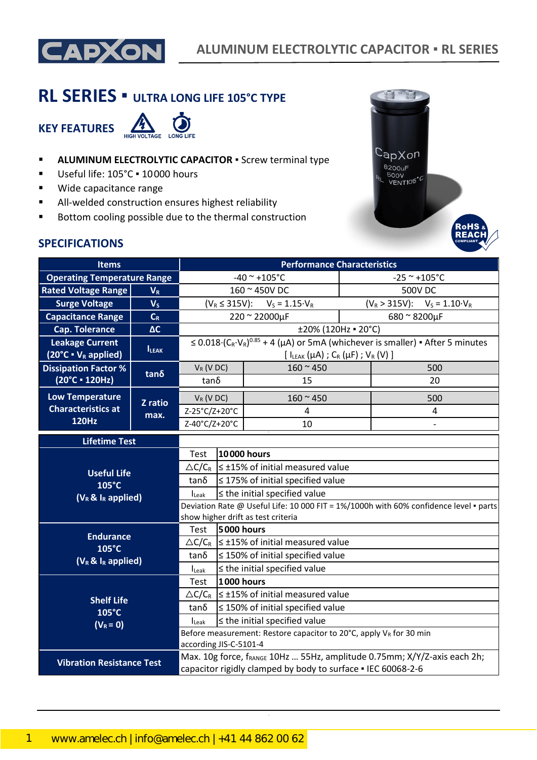# RL SERIES ▪ ULTRA LONG LIFE 105°C TYPE

## KEY FEATURES

HIGH VOLTAGE LONG LIFE

- **ALUMINUM ELECTROLYTIC CAPACITOR** ▪ Screw terminal type
- Useful life: 105°C ▪ 10000 hours
- Wide capacitance range
- All-welded construction ensures highest reliability
- Bottom cooling possible due to the thermal construction

## SPECIFICATIONS

| Items | | Performance Characteristics | | |
|---|---|---|---|---|
| Operating Temperature Range | | -40 ~ +105°C | | -25 ~ +105°C |
| Rated Voltage Range | $V_R$ | 160 ~ 450V DC | | 500V DC |
| Surge Voltage | $V_S$ | ($V_R \leq 315V$): $V_S = 1.15 \cdot V_R$ | | ($V_R > 315V$): $V_S = 1.10 \cdot V_R$ |
| Capacitance Range | $C_R$ | 220 ~ 22000µF | | 680 ~ 8200µF |
| Cap. Tolerance | ΔC | ±20% (120Hz ▪ 20°C) | | |
| Leakage Current (20°C ▪ $V_R$ applied) | $I_{LEAK}$ | $\leq 0.018 \cdot (C_R \cdot V_R)^{0.85} + 4$ (µA) or 5mA (whichever is smaller) ▪ After 5 minutes [ $I_{LEAK}$ (µA) ; $C_R$ (µF) ; $V_R$ (V) ] | | |
| Dissipation Factor % (20°C ▪ 120Hz) | tanδ | $V_R$ (V DC) | 160 ~ 450 | 500 |
| | | tanδ | 15 | 20 |
| Low Temperature Characteristics at 120Hz | Z ratio max. | $V_R$ (V DC) | 160 ~ 450 | 500 |
| | | Z-25°C/Z+20°C | 4 | 4 |
| | | Z-40°C/Z+20°C | 10 | - |

| Lifetime Test | | |
|---|---|---|
| Useful Life 105°C ($V_R$ & $I_R$ applied) | Test | **10000 hours** |
| | $\triangle C/C_R$ | ≤ ±15% of initial measured value |
| | tanδ | ≤ 175% of initial specified value |
| | $I_{Leak}$ | ≤ the initial specified value |
| | Deviation Rate @ Useful Life: 10 000 FIT = 1%/1000h with 60% confidence level ▪ parts show higher drift as test criteria | |
| Endurance 105°C ($V_R$ & $I_R$ applied) | Test | **5000 hours** |
| | $\triangle C/C_R$ | ≤ ±15% of initial measured value |
| | tanδ | ≤ 150% of initial specified value |
| | $I_{Leak}$ | ≤ the initial specified value |
| Shelf Life 105°C ($V_R$ = 0) | Test | **1000 hours** |
| | $\triangle C/C_R$ | ≤ ±15% of initial measured value |
| | tanδ | ≤ 150% of initial specified value |
| | $I_{Leak}$ | ≤ the initial specified value |
| | Before measurement: Restore capacitor to 20°C, apply $V_R$ for 30 min according JIS-C-5101-4 | |
| Vibration Resistance Test | Max. 10g force, $f_{RANGE}$ 10Hz … 55Hz, amplitude 0.75mm; X/Y/Z-axis each 2h; capacitor rigidly clamped by body to surface ▪ IEC 60068-2-6 | |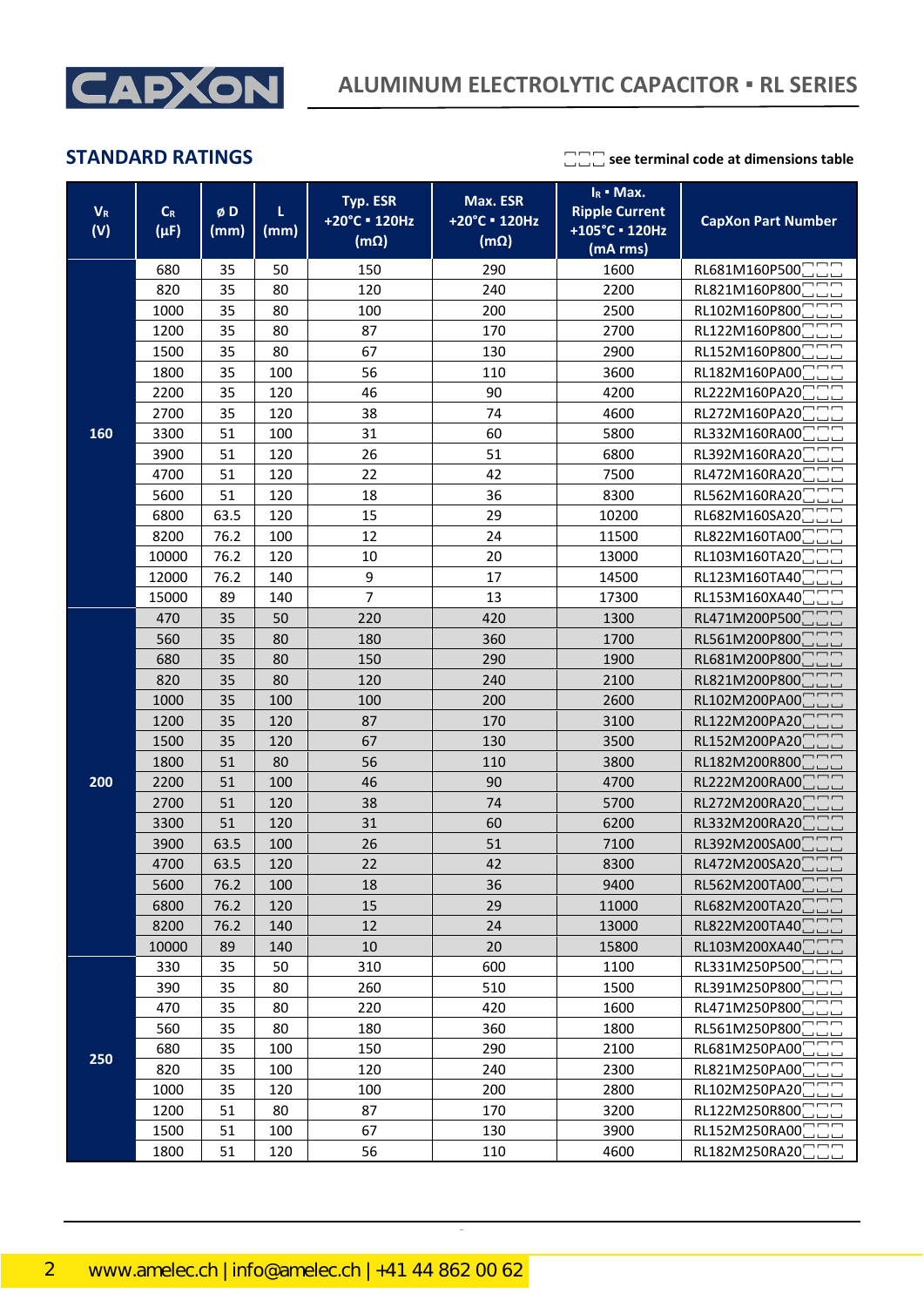## STANDARD RATINGS

□□□ see terminal code at dimensions table

| $V_R$ (V) | $C_R$ (µF) | ø D (mm) | L (mm) | Typ. ESR +20°C ▪ 120Hz (mΩ) | Max. ESR +20°C ▪ 120Hz (mΩ) | $I_R$ ▪ Max. Ripple Current +105°C ▪ 120Hz (mA rms) | CapXon Part Number |
|---|---|---|---|---|---|---|---|
| 160 | 680 | 35 | 50 | 150 | 290 | 1600 | RL681M160P500□□□ |
| | 820 | 35 | 80 | 120 | 240 | 2200 | RL821M160P800□□□ |
| | 1000 | 35 | 80 | 100 | 200 | 2500 | RL102M160P800□□□ |
| | 1200 | 35 | 80 | 87 | 170 | 2700 | RL122M160P800□□□ |
| | 1500 | 35 | 80 | 67 | 130 | 2900 | RL152M160P800□□□ |
| | 1800 | 35 | 100 | 56 | 110 | 3600 | RL182M160PA00□□□ |
| | 2200 | 35 | 120 | 46 | 90 | 4200 | RL222M160PA20□□□ |
| | 2700 | 35 | 120 | 38 | 74 | 4600 | RL272M160PA20□□□ |
| | 3300 | 51 | 100 | 31 | 60 | 5800 | RL332M160RA00□□□ |
| | 3900 | 51 | 120 | 26 | 51 | 6800 | RL392M160RA20□□□ |
| | 4700 | 51 | 120 | 22 | 42 | 7500 | RL472M160RA20□□□ |
| | 5600 | 51 | 120 | 18 | 36 | 8300 | RL562M160RA20□□□ |
| | 6800 | 63.5 | 120 | 15 | 29 | 10200 | RL682M160SA20□□□ |
| | 8200 | 76.2 | 100 | 12 | 24 | 11500 | RL822M160TA00□□□ |
| | 10000 | 76.2 | 120 | 10 | 20 | 13000 | RL103M160TA20□□□ |
| | 12000 | 76.2 | 140 | 9 | 17 | 14500 | RL123M160TA40□□□ |
| | 15000 | 89 | 140 | 7 | 13 | 17300 | RL153M160XA40□□□ |
| 200 | 470 | 35 | 50 | 220 | 420 | 1300 | RL471M200P500□□□ |
| | 560 | 35 | 80 | 180 | 360 | 1700 | RL561M200P800□□□ |
| | 680 | 35 | 80 | 150 | 290 | 1900 | RL681M200P800□□□ |
| | 820 | 35 | 80 | 120 | 240 | 2100 | RL821M200P800□□□ |
| | 1000 | 35 | 100 | 100 | 200 | 2600 | RL102M200PA00□□□ |
| | 1200 | 35 | 120 | 87 | 170 | 3100 | RL122M200PA20□□□ |
| | 1500 | 35 | 120 | 67 | 130 | 3500 | RL152M200PA20□□□ |
| | 1800 | 51 | 80 | 56 | 110 | 3800 | RL182M200R800□□□ |
| | 2200 | 51 | 100 | 46 | 90 | 4700 | RL222M200RA00□□□ |
| | 2700 | 51 | 120 | 38 | 74 | 5700 | RL272M200RA20□□□ |
| | 3300 | 51 | 120 | 31 | 60 | 6200 | RL332M200RA20□□□ |
| | 3900 | 63.5 | 100 | 26 | 51 | 7100 | RL392M200SA00□□□ |
| | 4700 | 63.5 | 120 | 22 | 42 | 8300 | RL472M200SA20□□□ |
| | 5600 | 76.2 | 100 | 18 | 36 | 9400 | RL562M200TA00□□□ |
| | 6800 | 76.2 | 120 | 15 | 29 | 11000 | RL682M200TA20□□□ |
| | 8200 | 76.2 | 140 | 12 | 24 | 13000 | RL822M200TA40□□□ |
| | 10000 | 89 | 140 | 10 | 20 | 15800 | RL103M200XA40□□□ |
| 250 | 330 | 35 | 50 | 310 | 600 | 1100 | RL331M250P500□□□ |
| | 390 | 35 | 80 | 260 | 510 | 1500 | RL391M250P800□□□ |
| | 470 | 35 | 80 | 220 | 420 | 1600 | RL471M250P800□□□ |
| | 560 | 35 | 80 | 180 | 360 | 1800 | RL561M250P800□□□ |
| | 680 | 35 | 100 | 150 | 290 | 2100 | RL681M250PA00□□□ |
| | 820 | 35 | 100 | 120 | 240 | 2300 | RL821M250PA00□□□ |
| | 1000 | 35 | 120 | 100 | 200 | 2800 | RL102M250PA20□□□ |
| | 1200 | 51 | 80 | 87 | 170 | 3200 | RL122M250R800□□□ |
| | 1500 | 51 | 100 | 67 | 130 | 3900 | RL152M250RA00□□□ |
| | 1800 | 51 | 120 | 56 | 110 | 4600 | RL182M250RA20□□□ |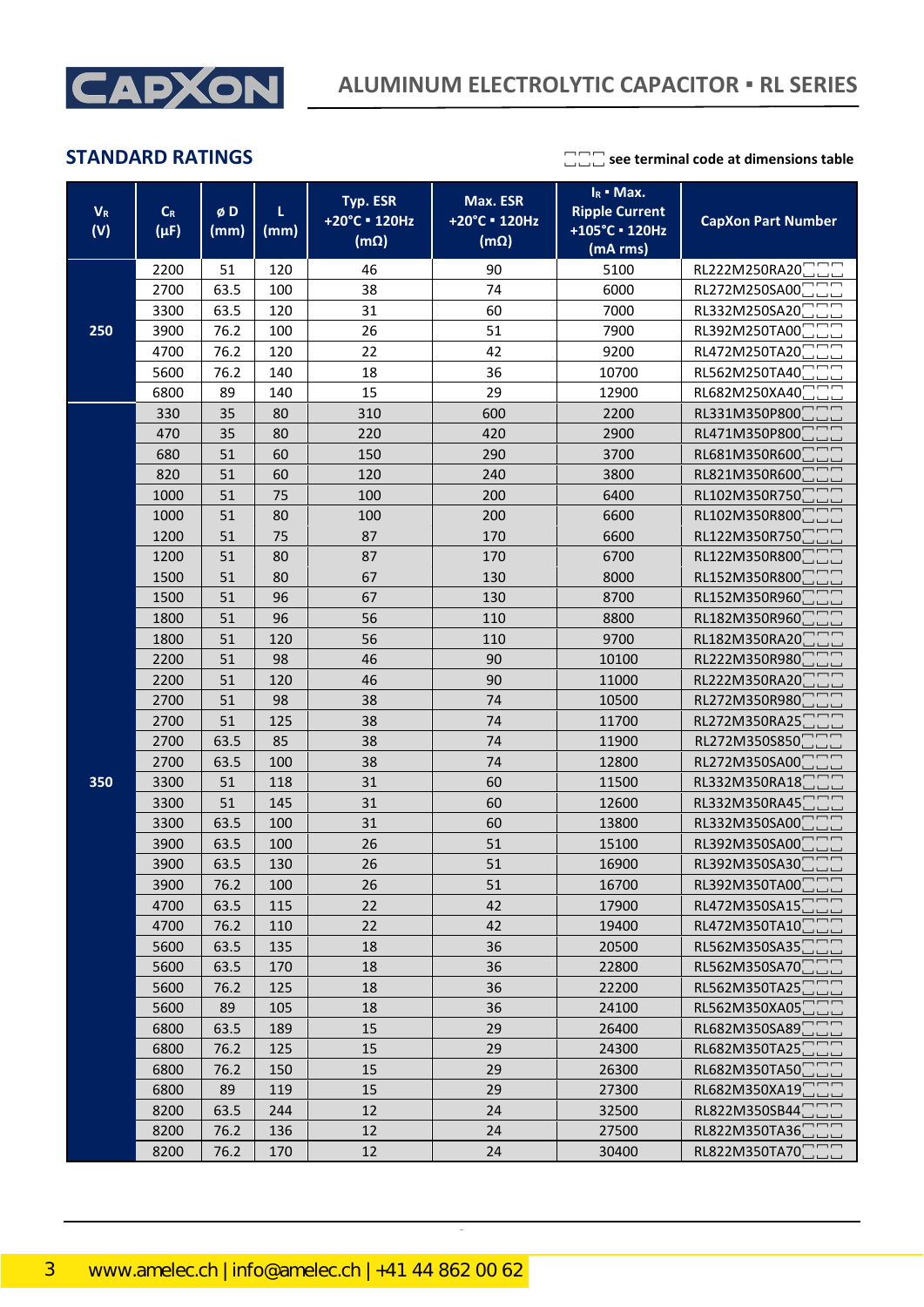## STANDARD RATINGS

□□□ see terminal code at dimensions table

| $V_R$ (V) | $C_R$ (µF) | ø D (mm) | L (mm) | Typ. ESR +20°C ▪ 120Hz (mΩ) | Max. ESR +20°C ▪ 120Hz (mΩ) | $I_R$ ▪ Max. Ripple Current +105°C ▪ 120Hz (mA rms) | CapXon Part Number |
|---|---|---|---|---|---|---|---|
| 250 | 2200 | 51 | 120 | 46 | 90 | 5100 | RL222M250RA20□□□ |
| | 2700 | 63.5 | 100 | 38 | 74 | 6000 | RL272M250SA00□□□ |
| | 3300 | 63.5 | 120 | 31 | 60 | 7000 | RL332M250SA20□□□ |
| | 3900 | 76.2 | 100 | 26 | 51 | 7900 | RL392M250TA00□□□ |
| | 4700 | 76.2 | 120 | 22 | 42 | 9200 | RL472M250TA20□□□ |
| | 5600 | 76.2 | 140 | 18 | 36 | 10700 | RL562M250TA40□□□ |
| | 6800 | 89 | 140 | 15 | 29 | 12900 | RL682M250XA40□□□ |
| 350 | 330 | 35 | 80 | 310 | 600 | 2200 | RL331M350P800□□□ |
| | 470 | 35 | 80 | 220 | 420 | 2900 | RL471M350P800□□□ |
| | 680 | 51 | 60 | 150 | 290 | 3700 | RL681M350R600□□□ |
| | 820 | 51 | 60 | 120 | 240 | 3800 | RL821M350R600□□□ |
| | 1000 | 51 | 75 | 100 | 200 | 6400 | RL102M350R750□□□ |
| | 1000 | 51 | 80 | 100 | 200 | 6600 | RL102M350R800□□□ |
| | 1200 | 51 | 75 | 87 | 170 | 6600 | RL122M350R750□□□ |
| | 1200 | 51 | 80 | 87 | 170 | 6700 | RL122M350R800□□□ |
| | 1500 | 51 | 80 | 67 | 130 | 8000 | RL152M350R800□□□ |
| | 1500 | 51 | 96 | 67 | 130 | 8700 | RL152M350R960□□□ |
| | 1800 | 51 | 96 | 56 | 110 | 8800 | RL182M350R960□□□ |
| | 1800 | 51 | 120 | 56 | 110 | 9700 | RL182M350RA20□□□ |
| | 2200 | 51 | 98 | 46 | 90 | 10100 | RL222M350R980□□□ |
| | 2200 | 51 | 120 | 46 | 90 | 11000 | RL222M350RA20□□□ |
| | 2700 | 51 | 98 | 38 | 74 | 10500 | RL272M350R980□□□ |
| | 2700 | 51 | 125 | 38 | 74 | 11700 | RL272M350RA25□□□ |
| | 2700 | 63.5 | 85 | 38 | 74 | 11900 | RL272M350S850□□□ |
| | 2700 | 63.5 | 100 | 38 | 74 | 12800 | RL272M350SA00□□□ |
| | 3300 | 51 | 118 | 31 | 60 | 11500 | RL332M350RA18□□□ |
| | 3300 | 51 | 145 | 31 | 60 | 12600 | RL332M350RA45□□□ |
| | 3300 | 63.5 | 100 | 31 | 60 | 13800 | RL332M350SA00□□□ |
| | 3900 | 63.5 | 100 | 26 | 51 | 15100 | RL392M350SA00□□□ |
| | 3900 | 63.5 | 130 | 26 | 51 | 16900 | RL392M350SA30□□□ |
| | 3900 | 76.2 | 100 | 26 | 51 | 16700 | RL392M350TA00□□□ |
| | 4700 | 63.5 | 115 | 22 | 42 | 17900 | RL472M350SA15□□□ |
| | 4700 | 76.2 | 110 | 22 | 42 | 19400 | RL472M350TA10□□□ |
| | 5600 | 63.5 | 135 | 18 | 36 | 20500 | RL562M350SA35□□□ |
| | 5600 | 63.5 | 170 | 18 | 36 | 22800 | RL562M350SA70□□□ |
| | 5600 | 76.2 | 125 | 18 | 36 | 22200 | RL562M350TA25□□□ |
| | 5600 | 89 | 105 | 18 | 36 | 24100 | RL562M350XA05□□□ |
| | 6800 | 63.5 | 189 | 15 | 29 | 26400 | RL682M350SA89□□□ |
| | 6800 | 76.2 | 125 | 15 | 29 | 24300 | RL682M350TA25□□□ |
| | 6800 | 76.2 | 150 | 15 | 29 | 26300 | RL682M350TA50□□□ |
| | 6800 | 89 | 119 | 15 | 29 | 27300 | RL682M350XA19□□□ |
| | 8200 | 63.5 | 244 | 12 | 24 | 32500 | RL822M350SB44□□□ |
| | 8200 | 76.2 | 136 | 12 | 24 | 27500 | RL822M350TA36□□□ |
| | 8200 | 76.2 | 170 | 12 | 24 | 30400 | RL822M350TA70□□□ |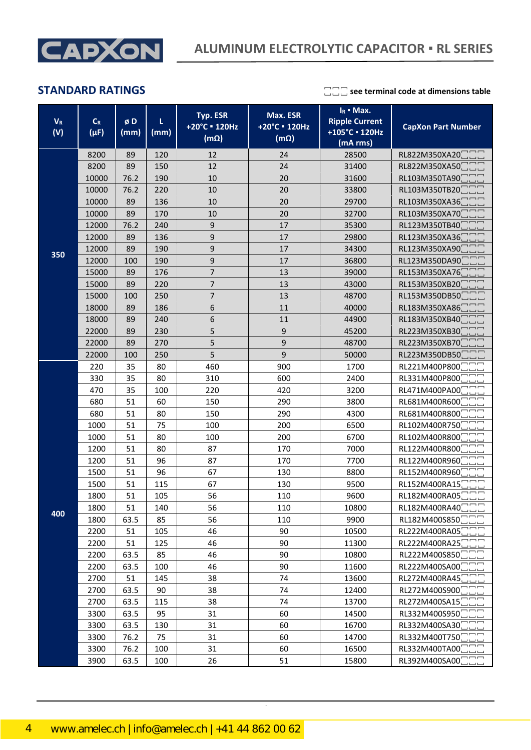## STANDARD RATINGS

□□□ see terminal code at dimensions table

| $V_R$ (V) | $C_R$ (µF) | ø D (mm) | L (mm) | Typ. ESR +20°C ▪ 120Hz (mΩ) | Max. ESR +20°C ▪ 120Hz (mΩ) | $I_R$ ▪ Max. Ripple Current +105°C ▪ 120Hz (mA rms) | CapXon Part Number |
|---|---|---|---|---|---|---|---|
| 350 | 8200 | 89 | 120 | 12 | 24 | 28500 | RL822M350XA20□□□ |
| | 8200 | 89 | 150 | 12 | 24 | 31400 | RL822M350XA50□□□ |
| | 10000 | 76.2 | 190 | 10 | 20 | 31600 | RL103M350TA90□□□ |
| | 10000 | 76.2 | 220 | 10 | 20 | 33800 | RL103M350TB20□□□ |
| | 10000 | 89 | 136 | 10 | 20 | 29700 | RL103M350XA36□□□ |
| | 10000 | 89 | 170 | 10 | 20 | 32700 | RL103M350XA70□□□ |
| | 12000 | 76.2 | 240 | 9 | 17 | 35300 | RL123M350TB40□□□ |
| | 12000 | 89 | 136 | 9 | 17 | 29800 | RL123M350XA36□□□ |
| | 12000 | 89 | 190 | 9 | 17 | 34300 | RL123M350XA90□□□ |
| | 12000 | 100 | 190 | 9 | 17 | 36800 | RL123M350DA90□□□ |
| | 15000 | 89 | 176 | 7 | 13 | 39000 | RL153M350XA76□□□ |
| | 15000 | 89 | 220 | 7 | 13 | 43000 | RL153M350XB20□□□ |
| | 15000 | 100 | 250 | 7 | 13 | 48700 | RL153M350DB50□□□ |
| | 18000 | 89 | 186 | 6 | 11 | 40000 | RL183M350XA86□□□ |
| | 18000 | 89 | 240 | 6 | 11 | 44900 | RL183M350XB40□□□ |
| | 22000 | 89 | 230 | 5 | 9 | 45200 | RL223M350XB30□□□ |
| | 22000 | 89 | 270 | 5 | 9 | 48700 | RL223M350XB70□□□ |
| | 22000 | 100 | 250 | 5 | 9 | 50000 | RL223M350DB50□□□ |
| 400 | 220 | 35 | 80 | 460 | 900 | 1700 | RL221M400P800□□□ |
| | 330 | 35 | 80 | 310 | 600 | 2400 | RL331M400P800□□□ |
| | 470 | 35 | 100 | 220 | 420 | 3200 | RL471M400PA00□□□ |
| | 680 | 51 | 60 | 150 | 290 | 3800 | RL681M400R600□□□ |
| | 680 | 51 | 80 | 150 | 290 | 4300 | RL681M400R800□□□ |
| | 1000 | 51 | 75 | 100 | 200 | 6500 | RL102M400R750□□□ |
| | 1000 | 51 | 80 | 100 | 200 | 6700 | RL102M400R800□□□ |
| | 1200 | 51 | 80 | 87 | 170 | 7000 | RL122M400R800□□□ |
| | 1200 | 51 | 96 | 87 | 170 | 7700 | RL122M400R960□□□ |
| | 1500 | 51 | 96 | 67 | 130 | 8800 | RL152M400R960□□□ |
| | 1500 | 51 | 115 | 67 | 130 | 9500 | RL152M400RA15□□□ |
| | 1800 | 51 | 105 | 56 | 110 | 9600 | RL182M400RA05□□□ |
| | 1800 | 51 | 140 | 56 | 110 | 10800 | RL182M400RA40□□□ |
| | 1800 | 63.5 | 85 | 56 | 110 | 9900 | RL182M400S850□□□ |
| | 2200 | 51 | 105 | 46 | 90 | 10500 | RL222M400RA05□□□ |
| | 2200 | 51 | 125 | 46 | 90 | 11300 | RL222M400RA25□□□ |
| | 2200 | 63.5 | 85 | 46 | 90 | 10800 | RL222M400S850□□□ |
| | 2200 | 63.5 | 100 | 46 | 90 | 11600 | RL222M400SA00□□□ |
| | 2700 | 51 | 145 | 38 | 74 | 13600 | RL272M400RA45□□□ |
| | 2700 | 63.5 | 90 | 38 | 74 | 12400 | RL272M400S900□□□ |
| | 2700 | 63.5 | 115 | 38 | 74 | 13700 | RL272M400SA15□□□ |
| | 3300 | 63.5 | 95 | 31 | 60 | 14500 | RL332M400S950□□□ |
| | 3300 | 63.5 | 130 | 31 | 60 | 16700 | RL332M400SA30□□□ |
| | 3300 | 76.2 | 75 | 31 | 60 | 14700 | RL332M400T750□□□ |
| | 3300 | 76.2 | 100 | 31 | 60 | 16500 | RL332M400TA00□□□ |
| | 3900 | 63.5 | 100 | 26 | 51 | 15800 | RL392M400SA00□□□ |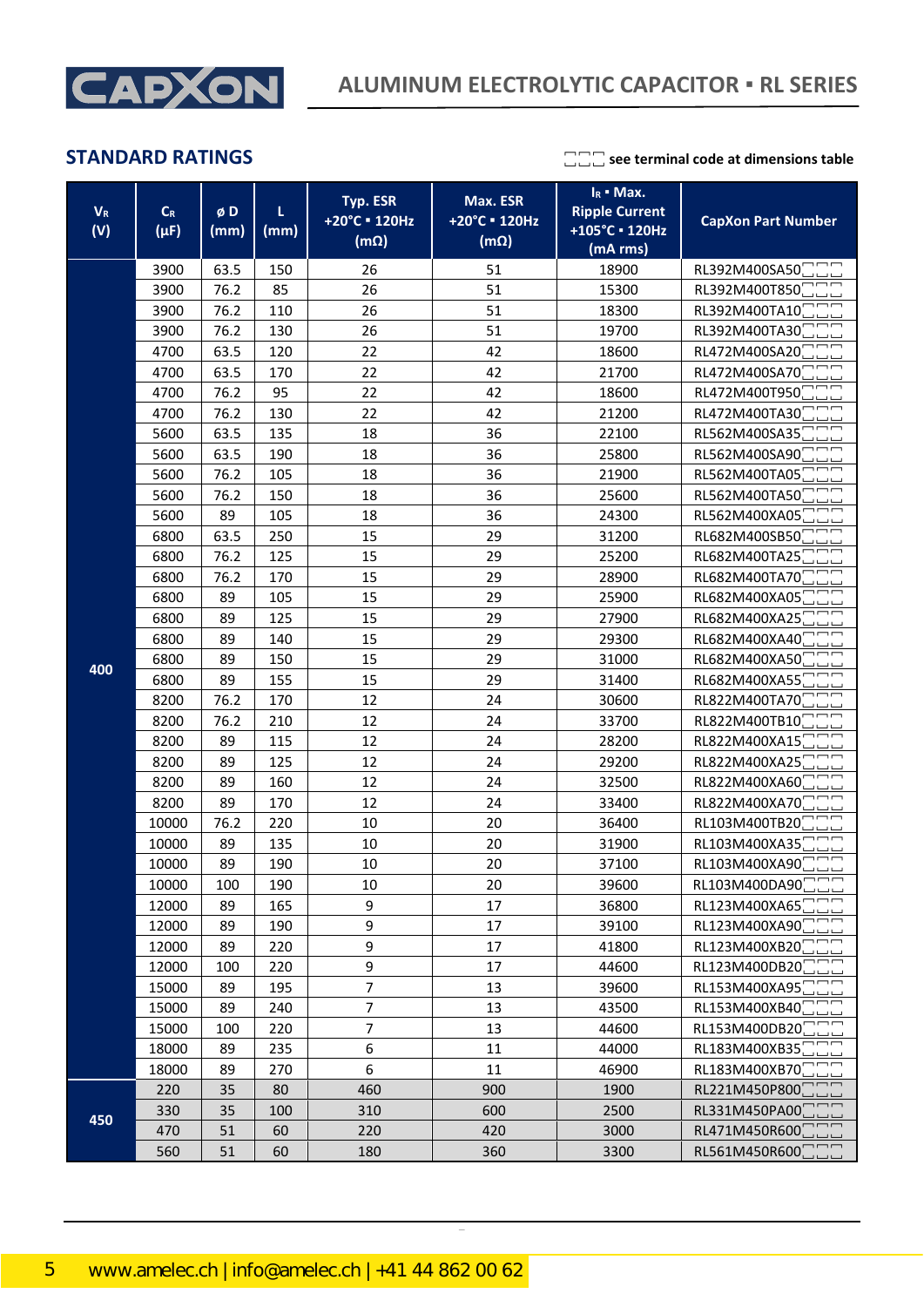## STANDARD RATINGS

□□□ see terminal code at dimensions table

| $V_R$ (V) | $C_R$ (µF) | ø D (mm) | L (mm) | Typ. ESR +20°C ▪ 120Hz (mΩ) | Max. ESR +20°C ▪ 120Hz (mΩ) | $I_R$ ▪ Max. Ripple Current +105°C ▪ 120Hz (mA rms) | CapXon Part Number |
|---|---|---|---|---|---|---|---|
| 400 | 3900 | 63.5 | 150 | 26 | 51 | 18900 | RL392M400SA50□□□ |
| | 3900 | 76.2 | 85 | 26 | 51 | 15300 | RL392M400T850□□□ |
| | 3900 | 76.2 | 110 | 26 | 51 | 18300 | RL392M400TA10□□□ |
| | 3900 | 76.2 | 130 | 26 | 51 | 19700 | RL392M400TA30□□□ |
| | 4700 | 63.5 | 120 | 22 | 42 | 18600 | RL472M400SA20□□□ |
| | 4700 | 63.5 | 170 | 22 | 42 | 21700 | RL472M400SA70□□□ |
| | 4700 | 76.2 | 95 | 22 | 42 | 18600 | RL472M400T950□□□ |
| | 4700 | 76.2 | 130 | 22 | 42 | 21200 | RL472M400TA30□□□ |
| | 5600 | 63.5 | 135 | 18 | 36 | 22100 | RL562M400SA35□□□ |
| | 5600 | 63.5 | 190 | 18 | 36 | 25800 | RL562M400SA90□□□ |
| | 5600 | 76.2 | 105 | 18 | 36 | 21900 | RL562M400TA05□□□ |
| | 5600 | 76.2 | 150 | 18 | 36 | 25600 | RL562M400TA50□□□ |
| | 5600 | 89 | 105 | 18 | 36 | 24300 | RL562M400XA05□□□ |
| | 6800 | 63.5 | 250 | 15 | 29 | 31200 | RL682M400SB50□□□ |
| | 6800 | 76.2 | 125 | 15 | 29 | 25200 | RL682M400TA25□□□ |
| | 6800 | 76.2 | 170 | 15 | 29 | 28900 | RL682M400TA70□□□ |
| | 6800 | 89 | 105 | 15 | 29 | 25900 | RL682M400XA05□□□ |
| | 6800 | 89 | 125 | 15 | 29 | 27900 | RL682M400XA25□□□ |
| | 6800 | 89 | 140 | 15 | 29 | 29300 | RL682M400XA40□□□ |
| | 6800 | 89 | 150 | 15 | 29 | 31000 | RL682M400XA50□□□ |
| | 6800 | 89 | 155 | 15 | 29 | 31400 | RL682M400XA55□□□ |
| | 8200 | 76.2 | 170 | 12 | 24 | 30600 | RL822M400TA70□□□ |
| | 8200 | 76.2 | 210 | 12 | 24 | 33700 | RL822M400TB10□□□ |
| | 8200 | 89 | 115 | 12 | 24 | 28200 | RL822M400XA15□□□ |
| | 8200 | 89 | 125 | 12 | 24 | 29200 | RL822M400XA25□□□ |
| | 8200 | 89 | 160 | 12 | 24 | 32500 | RL822M400XA60□□□ |
| | 8200 | 89 | 170 | 12 | 24 | 33400 | RL822M400XA70□□□ |
| | 10000 | 76.2 | 220 | 10 | 20 | 36400 | RL103M400TB20□□□ |
| | 10000 | 89 | 135 | 10 | 20 | 31900 | RL103M400XA35□□□ |
| | 10000 | 89 | 190 | 10 | 20 | 37100 | RL103M400XA90□□□ |
| | 10000 | 100 | 190 | 10 | 20 | 39600 | RL103M400DA90□□□ |
| | 12000 | 89 | 165 | 9 | 17 | 36800 | RL123M400XA65□□□ |
| | 12000 | 89 | 190 | 9 | 17 | 39100 | RL123M400XA90□□□ |
| | 12000 | 89 | 220 | 9 | 17 | 41800 | RL123M400XB20□□□ |
| | 12000 | 100 | 220 | 9 | 17 | 44600 | RL123M400DB20□□□ |
| | 15000 | 89 | 195 | 7 | 13 | 39600 | RL153M400XA95□□□ |
| | 15000 | 89 | 240 | 7 | 13 | 43500 | RL153M400XB40□□□ |
| | 15000 | 100 | 220 | 7 | 13 | 44600 | RL153M400DB20□□□ |
| | 18000 | 89 | 235 | 6 | 11 | 44000 | RL183M400XB35□□□ |
| | 18000 | 89 | 270 | 6 | 11 | 46900 | RL183M400XB70□□□ |
| 450 | 220 | 35 | 80 | 460 | 900 | 1900 | RL221M450P800□□□ |
| | 330 | 35 | 100 | 310 | 600 | 2500 | RL331M450PA00□□□ |
| | 470 | 51 | 60 | 220 | 420 | 3000 | RL471M450R600□□□ |
| | 560 | 51 | 60 | 180 | 360 | 3300 | RL561M450R600□□□ |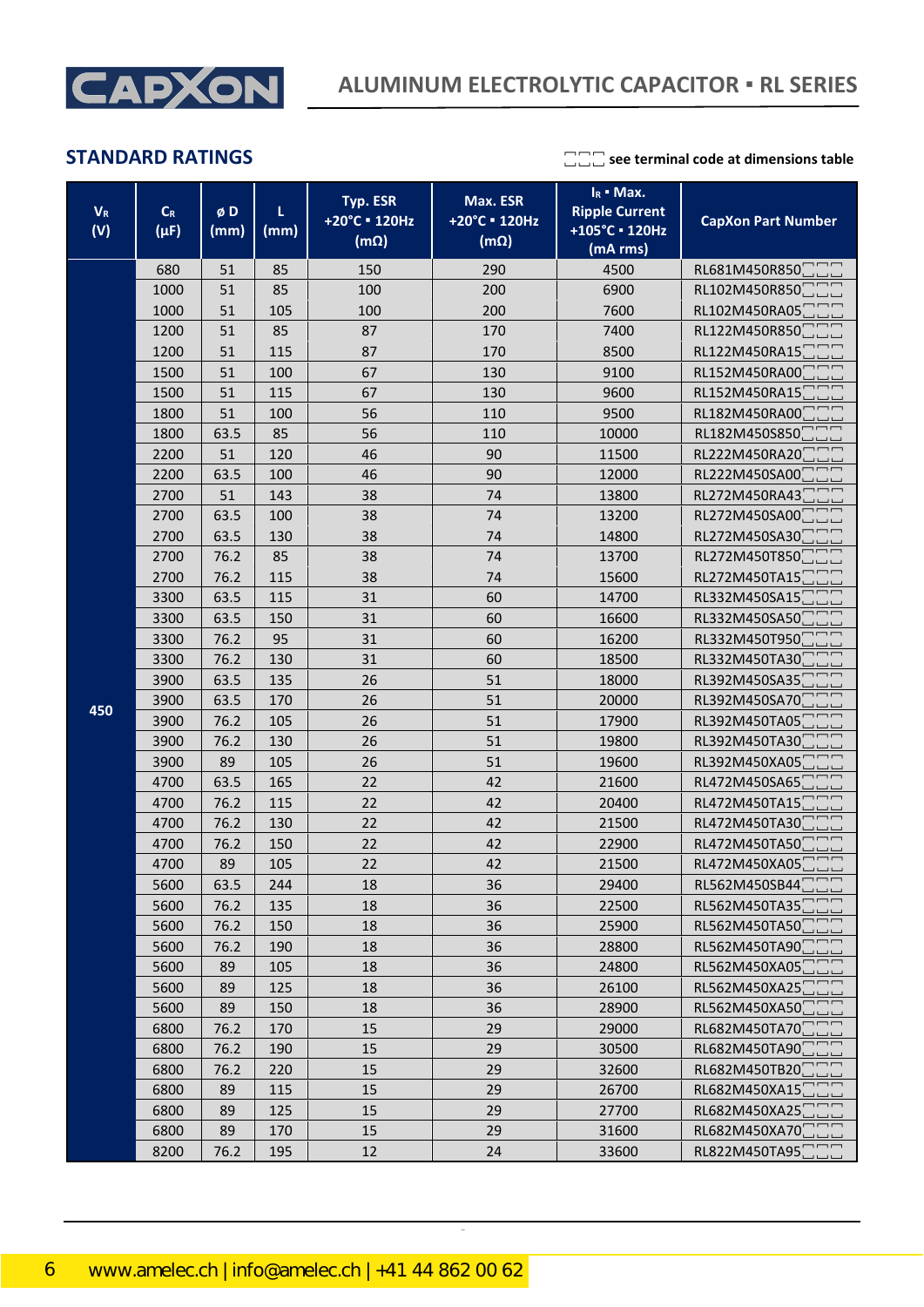## STANDARD RATINGS

□□□ see terminal code at dimensions table

| $V_R$ (V) | $C_R$ (µF) | ø D (mm) | L (mm) | Typ. ESR +20°C ▪ 120Hz (mΩ) | Max. ESR +20°C ▪ 120Hz (mΩ) | $I_R$ ▪ Max. Ripple Current +105°C ▪ 120Hz (mA rms) | CapXon Part Number |
|---|---|---|---|---|---|---|---|
| 450 | 680 | 51 | 85 | 150 | 290 | 4500 | RL681M450R850□□□ |
| | 1000 | 51 | 85 | 100 | 200 | 6900 | RL102M450R850□□□ |
| | 1000 | 51 | 105 | 100 | 200 | 7600 | RL102M450RA05□□□ |
| | 1200 | 51 | 85 | 87 | 170 | 7400 | RL122M450R850□□□ |
| | 1200 | 51 | 115 | 87 | 170 | 8500 | RL122M450RA15□□□ |
| | 1500 | 51 | 100 | 67 | 130 | 9100 | RL152M450RA00□□□ |
| | 1500 | 51 | 115 | 67 | 130 | 9600 | RL152M450RA15□□□ |
| | 1800 | 51 | 100 | 56 | 110 | 9500 | RL182M450RA00□□□ |
| | 1800 | 63.5 | 85 | 56 | 110 | 10000 | RL182M450S850□□□ |
| | 2200 | 51 | 120 | 46 | 90 | 11500 | RL222M450RA20□□□ |
| | 2200 | 63.5 | 100 | 46 | 90 | 12000 | RL222M450SA00□□□ |
| | 2700 | 51 | 143 | 38 | 74 | 13800 | RL272M450RA43□□□ |
| | 2700 | 63.5 | 100 | 38 | 74 | 13200 | RL272M450SA00□□□ |
| | 2700 | 63.5 | 130 | 38 | 74 | 14800 | RL272M450SA30□□□ |
| | 2700 | 76.2 | 85 | 38 | 74 | 13700 | RL272M450T850□□□ |
| | 2700 | 76.2 | 115 | 38 | 74 | 15600 | RL272M450TA15□□□ |
| | 3300 | 63.5 | 115 | 31 | 60 | 14700 | RL332M450SA15□□□ |
| | 3300 | 63.5 | 150 | 31 | 60 | 16600 | RL332M450SA50□□□ |
| | 3300 | 76.2 | 95 | 31 | 60 | 16200 | RL332M450T950□□□ |
| | 3300 | 76.2 | 130 | 31 | 60 | 18500 | RL332M450TA30□□□ |
| | 3900 | 63.5 | 135 | 26 | 51 | 18000 | RL392M450SA35□□□ |
| | 3900 | 63.5 | 170 | 26 | 51 | 20000 | RL392M450SA70□□□ |
| | 3900 | 76.2 | 105 | 26 | 51 | 17900 | RL392M450TA05□□□ |
| | 3900 | 76.2 | 130 | 26 | 51 | 19800 | RL392M450TA30□□□ |
| | 3900 | 89 | 105 | 26 | 51 | 19600 | RL392M450XA05□□□ |
| | 4700 | 63.5 | 165 | 22 | 42 | 21600 | RL472M450SA65□□□ |
| | 4700 | 76.2 | 115 | 22 | 42 | 20400 | RL472M450TA15□□□ |
| | 4700 | 76.2 | 130 | 22 | 42 | 21500 | RL472M450TA30□□□ |
| | 4700 | 76.2 | 150 | 22 | 42 | 22900 | RL472M450TA50□□□ |
| | 4700 | 89 | 105 | 22 | 42 | 21500 | RL472M450XA05□□□ |
| | 5600 | 63.5 | 244 | 18 | 36 | 29400 | RL562M450SB44□□□ |
| | 5600 | 76.2 | 135 | 18 | 36 | 22500 | RL562M450TA35□□□ |
| | 5600 | 76.2 | 150 | 18 | 36 | 25900 | RL562M450TA50□□□ |
| | 5600 | 76.2 | 190 | 18 | 36 | 28800 | RL562M450TA90□□□ |
| | 5600 | 89 | 105 | 18 | 36 | 24800 | RL562M450XA05□□□ |
| | 5600 | 89 | 125 | 18 | 36 | 26100 | RL562M450XA25□□□ |
| | 5600 | 89 | 150 | 18 | 36 | 28900 | RL562M450XA50□□□ |
| | 6800 | 76.2 | 170 | 15 | 29 | 29000 | RL682M450TA70□□□ |
| | 6800 | 76.2 | 190 | 15 | 29 | 30500 | RL682M450TA90□□□ |
| | 6800 | 76.2 | 220 | 15 | 29 | 32600 | RL682M450TB20□□□ |
| | 6800 | 89 | 115 | 15 | 29 | 26700 | RL682M450XA15□□□ |
| | 6800 | 89 | 125 | 15 | 29 | 27700 | RL682M450XA25□□□ |
| | 6800 | 89 | 170 | 15 | 29 | 31600 | RL682M450XA70□□□ |
| | 8200 | 76.2 | 195 | 12 | 24 | 33600 | RL822M450TA95□□□ |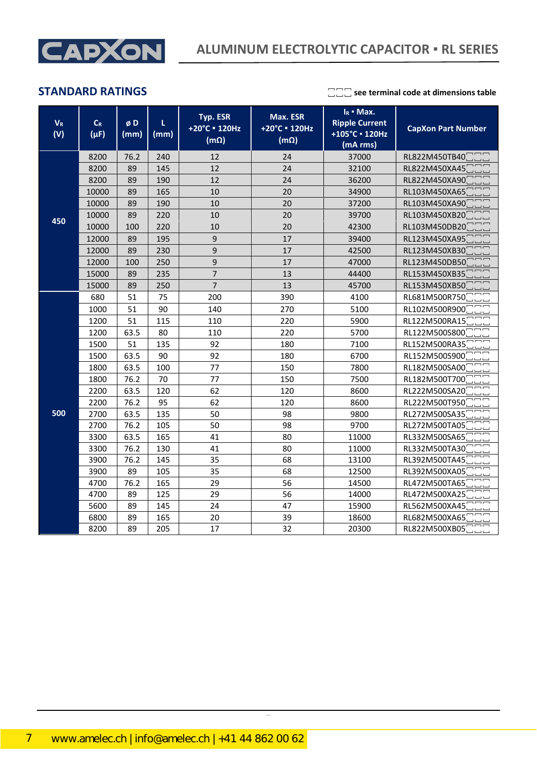## STANDARD RATINGS

□□□ see terminal code at dimensions table

| $V_R$ (V) | $C_R$ (µF) | ø D (mm) | L (mm) | Typ. ESR +20°C ▪ 120Hz (mΩ) | Max. ESR +20°C ▪ 120Hz (mΩ) | $I_R$ ▪ Max. Ripple Current +105°C ▪ 120Hz (mA rms) | CapXon Part Number |
|---|---|---|---|---|---|---|---|
| 450 | 8200 | 76.2 | 240 | 12 | 24 | 37000 | RL822M450TB40□□□ |
| | 8200 | 89 | 145 | 12 | 24 | 32100 | RL822M450XA45□□□ |
| | 8200 | 89 | 190 | 12 | 24 | 36200 | RL822M450XA90□□□ |
| | 10000 | 89 | 165 | 10 | 20 | 34900 | RL103M450XA65□□□ |
| | 10000 | 89 | 190 | 10 | 20 | 37200 | RL103M450XA90□□□ |
| | 10000 | 89 | 220 | 10 | 20 | 39700 | RL103M450XB20□□□ |
| | 10000 | 100 | 220 | 10 | 20 | 42300 | RL103M450DB20□□□ |
| | 12000 | 89 | 195 | 9 | 17 | 39400 | RL123M450XA95□□□ |
| | 12000 | 89 | 230 | 9 | 17 | 42500 | RL123M450XB30□□□ |
| | 12000 | 100 | 250 | 9 | 17 | 47000 | RL123M450DB50□□□ |
| | 15000 | 89 | 235 | 7 | 13 | 44400 | RL153M450XB35□□□ |
| | 15000 | 89 | 250 | 7 | 13 | 45700 | RL153M450XB50□□□ |
| 500 | 680 | 51 | 75 | 200 | 390 | 4100 | RL681M500R750□□□ |
| | 1000 | 51 | 90 | 140 | 270 | 5100 | RL102M500R900□□□ |
| | 1200 | 51 | 115 | 110 | 220 | 5900 | RL122M500RA15□□□ |
| | 1200 | 63.5 | 80 | 110 | 220 | 5700 | RL122M500S800□□□ |
| | 1500 | 51 | 135 | 92 | 180 | 7100 | RL152M500RA35□□□ |
| | 1500 | 63.5 | 90 | 92 | 180 | 6700 | RL152M500S900□□□ |
| | 1800 | 63.5 | 100 | 77 | 150 | 7800 | RL182M500SA00□□□ |
| | 1800 | 76.2 | 70 | 77 | 150 | 7500 | RL182M500T700□□□ |
| | 2200 | 63.5 | 120 | 62 | 120 | 8600 | RL222M500SA20□□□ |
| | 2200 | 76.2 | 95 | 62 | 120 | 8600 | RL222M500T950□□□ |
| | 2700 | 63.5 | 135 | 50 | 98 | 9800 | RL272M500SA35□□□ |
| | 2700 | 76.2 | 105 | 50 | 98 | 9700 | RL272M500TA05□□□ |
| | 3300 | 63.5 | 165 | 41 | 80 | 11000 | RL332M500SA65□□□ |
| | 3300 | 76.2 | 130 | 41 | 80 | 11000 | RL332M500TA30□□□ |
| | 3900 | 76.2 | 145 | 35 | 68 | 13100 | RL392M500TA45□□□ |
| | 3900 | 89 | 105 | 35 | 68 | 12500 | RL392M500XA05□□□ |
| | 4700 | 76.2 | 165 | 29 | 56 | 14500 | RL472M500TA65□□□ |
| | 4700 | 89 | 125 | 29 | 56 | 14000 | RL472M500XA25□□□ |
| | 5600 | 89 | 145 | 24 | 47 | 15900 | RL562M500XA45□□□ |
| | 6800 | 89 | 165 | 20 | 39 | 18600 | RL682M500XA65□□□ |
| | 8200 | 89 | 205 | 17 | 32 | 20300 | RL822M500XB05□□□ |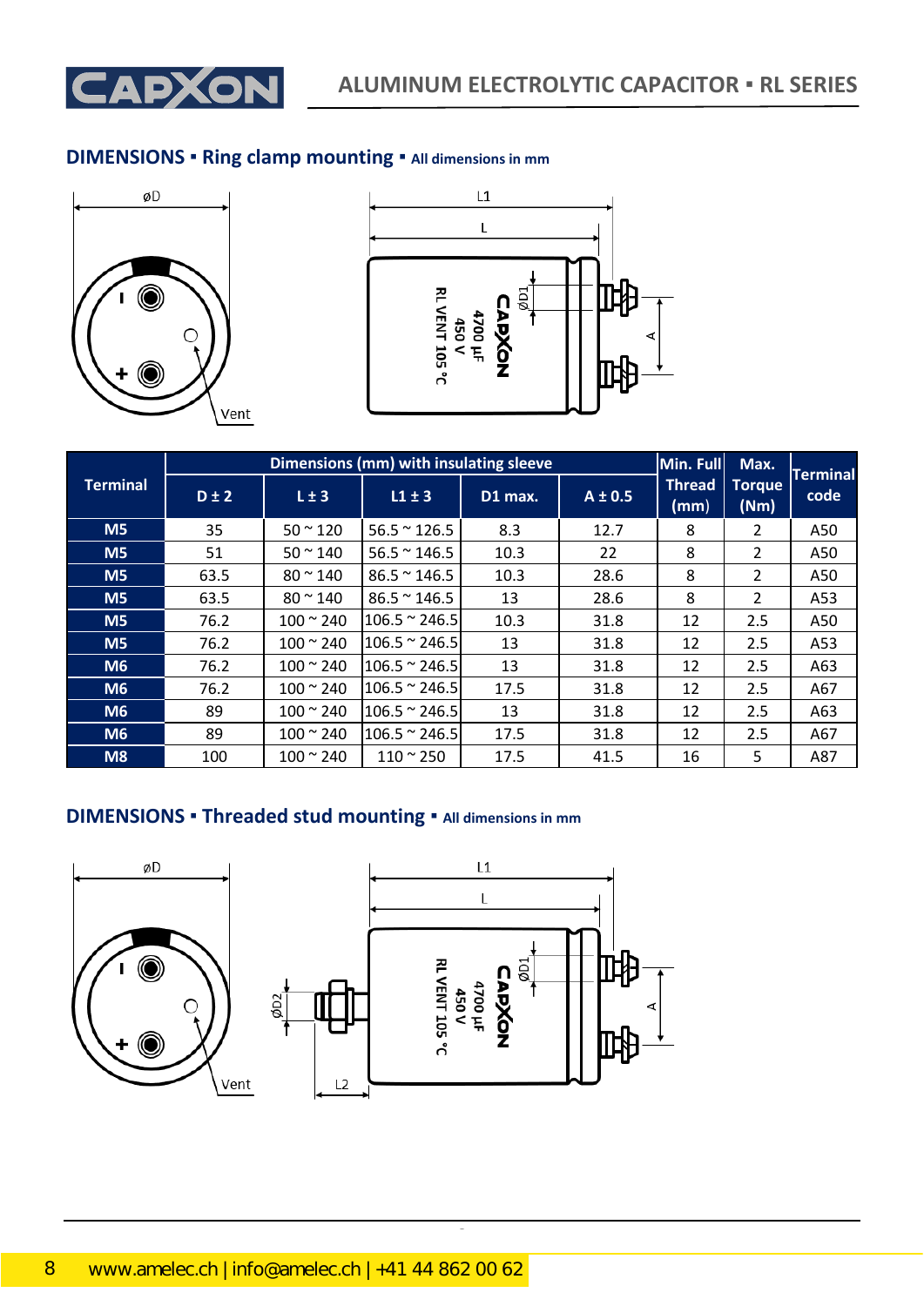## DIMENSIONS ▪ Ring clamp mounting ▪ All dimensions in mm

| Terminal | Dimensions (mm) with insulating sleeve | | | | | Min. Full Thread (mm) | Max. Torque (Nm) | Terminal code |
|---|---|---|---|---|---|---|---|---|
| | D ± 2 | L ± 3 | L1 ± 3 | D1 max. | A ± 0.5 | | | |
| M5 | 35 | 50 ~ 120 | 56.5 ~ 126.5 | 8.3 | 12.7 | 8 | 2 | A50 |
| M5 | 51 | 50 ~ 140 | 56.5 ~ 146.5 | 10.3 | 22 | 8 | 2 | A50 |
| M5 | 63.5 | 80 ~ 140 | 86.5 ~ 146.5 | 10.3 | 28.6 | 8 | 2 | A50 |
| M5 | 63.5 | 80 ~ 140 | 86.5 ~ 146.5 | 13 | 28.6 | 8 | 2 | A53 |
| M5 | 76.2 | 100 ~ 240 | 106.5 ~ 246.5 | 10.3 | 31.8 | 12 | 2.5 | A50 |
| M5 | 76.2 | 100 ~ 240 | 106.5 ~ 246.5 | 13 | 31.8 | 12 | 2.5 | A53 |
| M6 | 76.2 | 100 ~ 240 | 106.5 ~ 246.5 | 13 | 31.8 | 12 | 2.5 | A63 |
| M6 | 76.2 | 100 ~ 240 | 106.5 ~ 246.5 | 17.5 | 31.8 | 12 | 2.5 | A67 |
| M6 | 89 | 100 ~ 240 | 106.5 ~ 246.5 | 13 | 31.8 | 12 | 2.5 | A63 |
| M6 | 89 | 100 ~ 240 | 106.5 ~ 246.5 | 17.5 | 31.8 | 12 | 2.5 | A67 |
| M8 | 100 | 100 ~ 240 | 110 ~ 250 | 17.5 | 41.5 | 16 | 5 | A87 |

## DIMENSIONS ▪ Threaded stud mounting ▪ All dimensions in mm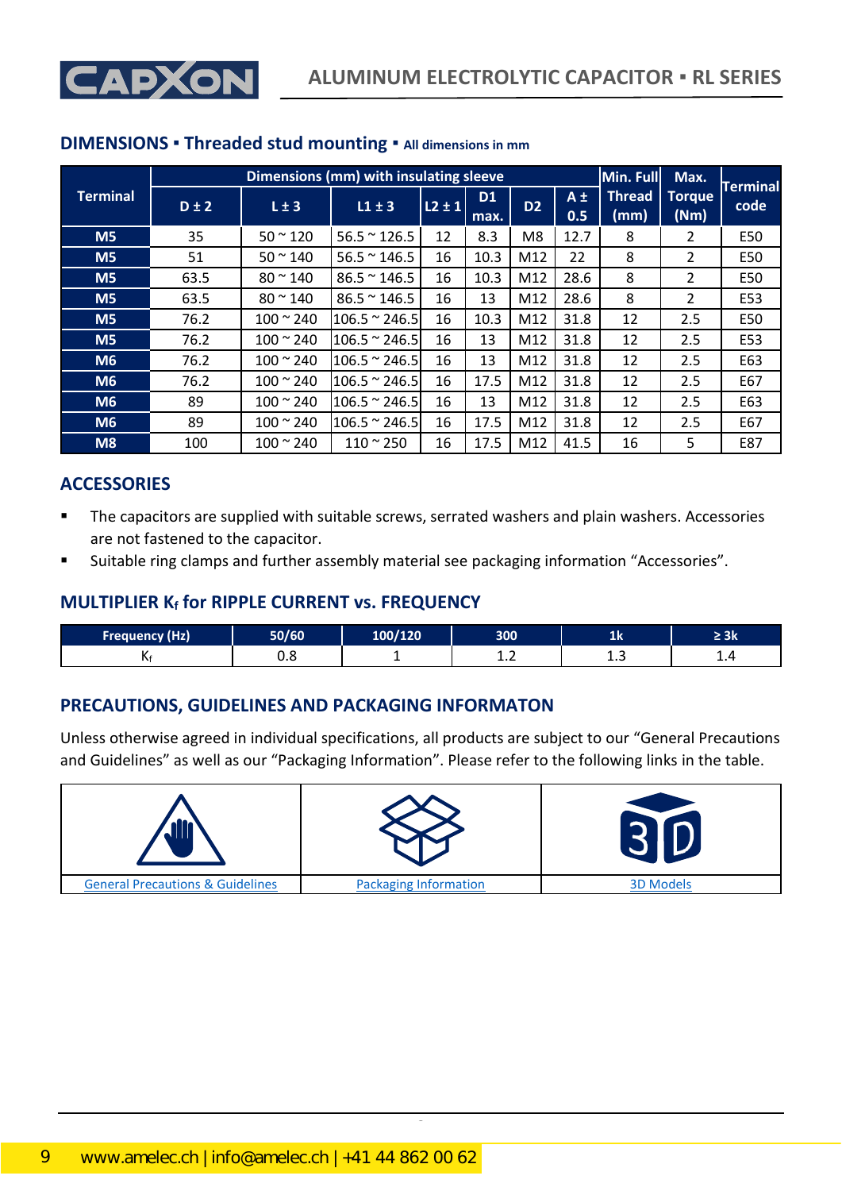## DIMENSIONS ▪ Threaded stud mounting ▪ All dimensions in mm

| Terminal | Dimensions (mm) with insulating sleeve | | | | | | | Min. Full Thread (mm) | Max. Torque (Nm) | Terminal code |
|---|---|---|---|---|---|---|---|---|---|---|
| | D ± 2 | L ± 3 | L1 ± 3 | L2 ± 1 | D1 max. | D2 | A ± 0.5 | | | |
| M5 | 35 | 50 ~ 120 | 56.5 ~ 126.5 | 12 | 8.3 | M8 | 12.7 | 8 | 2 | E50 |
| M5 | 51 | 50 ~ 140 | 56.5 ~ 146.5 | 16 | 10.3 | M12 | 22 | 8 | 2 | E50 |
| M5 | 63.5 | 80 ~ 140 | 86.5 ~ 146.5 | 16 | 10.3 | M12 | 28.6 | 8 | 2 | E50 |
| M5 | 63.5 | 80 ~ 140 | 86.5 ~ 146.5 | 16 | 13 | M12 | 28.6 | 8 | 2 | E53 |
| M5 | 76.2 | 100 ~ 240 | 106.5 ~ 246.5 | 16 | 10.3 | M12 | 31.8 | 12 | 2.5 | E50 |
| M5 | 76.2 | 100 ~ 240 | 106.5 ~ 246.5 | 16 | 13 | M12 | 31.8 | 12 | 2.5 | E53 |
| M6 | 76.2 | 100 ~ 240 | 106.5 ~ 246.5 | 16 | 13 | M12 | 31.8 | 12 | 2.5 | E63 |
| M6 | 76.2 | 100 ~ 240 | 106.5 ~ 246.5 | 16 | 17.5 | M12 | 31.8 | 12 | 2.5 | E67 |
| M6 | 89 | 100 ~ 240 | 106.5 ~ 246.5 | 16 | 13 | M12 | 31.8 | 12 | 2.5 | E63 |
| M6 | 89 | 100 ~ 240 | 106.5 ~ 246.5 | 16 | 17.5 | M12 | 31.8 | 12 | 2.5 | E67 |
| M8 | 100 | 100 ~ 240 | 110 ~ 250 | 16 | 17.5 | M12 | 41.5 | 16 | 5 | E87 |

## ACCESSORIES

- The capacitors are supplied with suitable screws, serrated washers and plain washers. Accessories are not fastened to the capacitor.
- Suitable ring clamps and further assembly material see packaging information "Accessories".

## MULTIPLIER $K_f$ for RIPPLE CURRENT vs. FREQUENCY

| Frequency (Hz) | 50/60 | 100/120 | 300 | 1k | ≥ 3k |
|---|---|---|---|---|---|
| $K_f$ | 0.8 | 1 | 1.2 | 1.3 | 1.4 |

## PRECAUTIONS, GUIDELINES AND PACKAGING INFORMATON

Unless otherwise agreed in individual specifications, all products are subject to our "General Precautions and Guidelines" as well as our "Packaging Information". Please refer to the following links in the table.

| General Precautions & Guidelines | Packaging Information | 3D Models |
|---|---|---|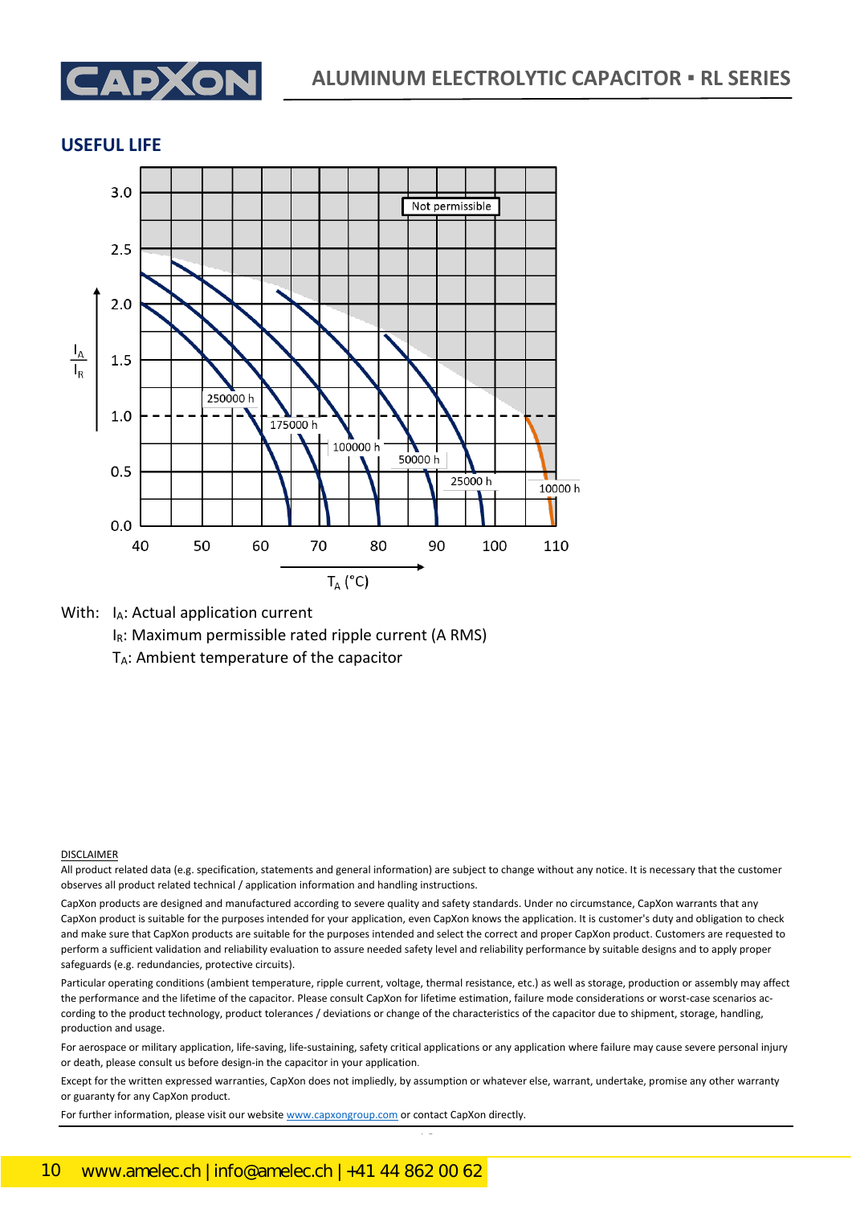## USEFUL LIFE

Not permissible

3.0
2.5
2.0
1.5
1.0
0.5
0.0

$\frac{I_A}{I_R}$

250000 h
175000 h
100000 h
50000 h
25000 h
10000 h

40 50 60 70 80 90 100 110

$T_A$ (°C)

With: $I_A$: Actual application current

$I_R$: Maximum permissible rated ripple current (A RMS)

$T_A$: Ambient temperature of the capacitor

DISCLAIMER

All product related data (e.g. specification, statements and general information) are subject to change without any notice. It is necessary that the customer observes all product related technical / application information and handling instructions.

CapXon products are designed and manufactured according to severe quality and safety standards. Under no circumstance, CapXon warrants that any CapXon product is suitable for the purposes intended for your application, even CapXon knows the application. It is customer's duty and obligation to check and make sure that CapXon products are suitable for the purposes intended and select the correct and proper CapXon product. Customers are requested to perform a sufficient validation and reliability evaluation to assure needed safety level and reliability performance by suitable designs and to apply proper safeguards (e.g. redundancies, protective circuits).

Particular operating conditions (ambient temperature, ripple current, voltage, thermal resistance, etc.) as well as storage, production or assembly may affect the performance and the lifetime of the capacitor. Please consult CapXon for lifetime estimation, failure mode considerations or worst-case scenarios according to the product technology, product tolerances / deviations or change of the characteristics of the capacitor due to shipment, storage, handling, production and usage.

For aerospace or military application, life-saving, life-sustaining, safety critical applications or any application where failure may cause severe personal injury or death, please consult us before design-in the capacitor in your application.

Except for the written expressed warranties, CapXon does not impliedly, by assumption or whatever else, warrant, undertake, promise any other warranty or guaranty for any CapXon product.

For further information, please visit our website www.capxongroup.com or contact CapXon directly.